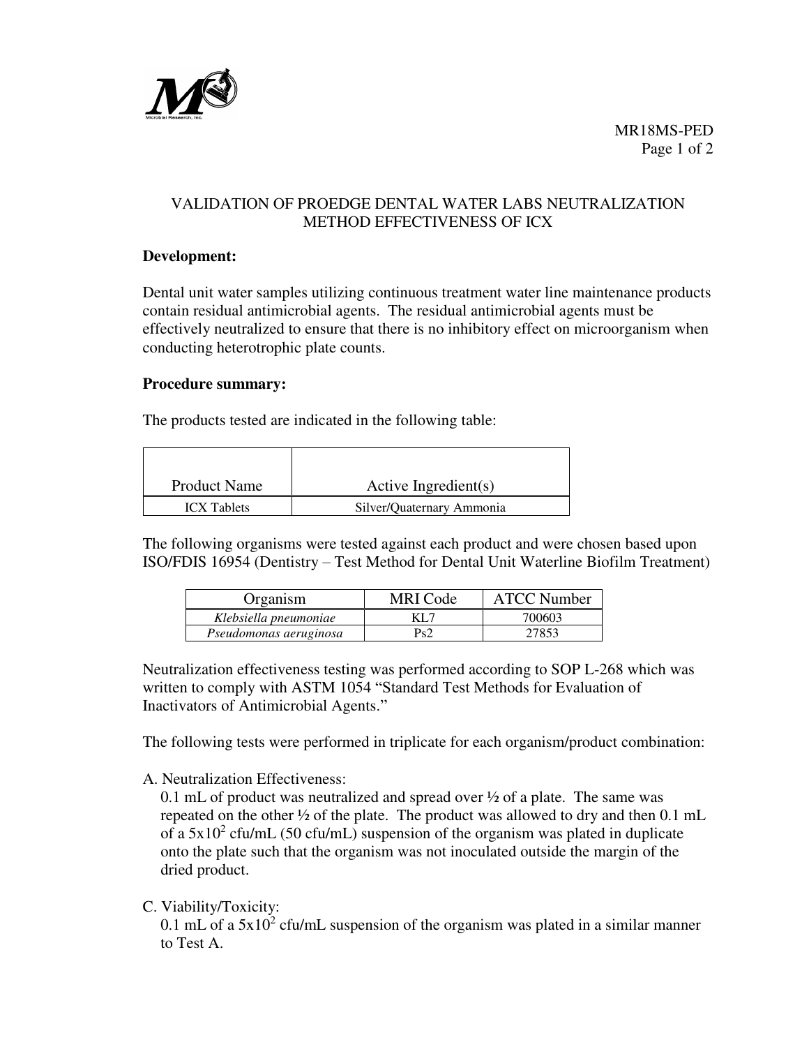MR18MS-PED

# VALIDATION OF PROEDGE DENTAL WATER LABS NEUTRALIZATION METHOD EFFECTIVENESS OF ICX

**Development:**

Dental unit water samples utilizing continuous treatment water line maintenance products contain residual antimicrobial agents. The residual antimicrobial agents must be effectively neutralized to ensure that there is no inhibitory effect on microorganism when conducting heterotrophic plate counts.

**Procedure summary:**

The products tested are indicated in the following table:

| Product Name | Active Ingredient(s) |
|---|---|
| ICX Tablets | Silver/Quaternary Ammonia |

The following organisms were tested against each product and were chosen based upon ISO/FDIS 16954 (Dentistry – Test Method for Dental Unit Waterline Biofilm Treatment)

| Organism | MRI Code | ATCC Number |
|---|---|---|
| *Klebsiella pneumoniae* | KL7 | 700603 |
| *Pseudomonas aeruginosa* | Ps2 | 27853 |

Neutralization effectiveness testing was performed according to SOP L-268 which was written to comply with ASTM 1054 "Standard Test Methods for Evaluation of Inactivators of Antimicrobial Agents."

The following tests were performed in triplicate for each organism/product combination:

A. Neutralization Effectiveness:
   0.1 mL of product was neutralized and spread over ½ of a plate. The same was repeated on the other ½ of the plate. The product was allowed to dry and then 0.1 mL of a $5x10^2$ cfu/mL (50 cfu/mL) suspension of the organism was plated in duplicate onto the plate such that the organism was not inoculated outside the margin of the dried product.

C. Viability/Toxicity:
   0.1 mL of a $5x10^2$ cfu/mL suspension of the organism was plated in a similar manner to Test A.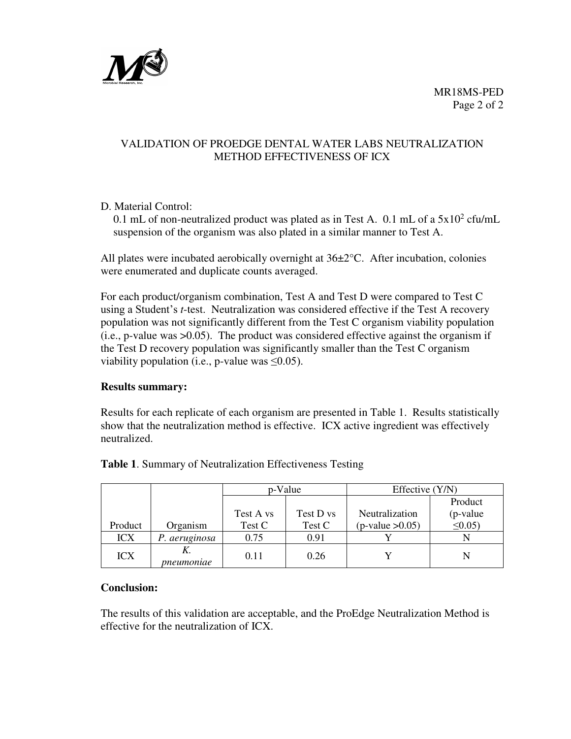# VALIDATION OF PROEDGE DENTAL WATER LABS NEUTRALIZATION METHOD EFFECTIVENESS OF ICX

D. Material Control:
0.1 mL of non-neutralized product was plated as in Test A. 0.1 mL of a $5x10^2$ cfu/mL suspension of the organism was also plated in a similar manner to Test A.

All plates were incubated aerobically overnight at 36±2°C. After incubation, colonies were enumerated and duplicate counts averaged.

For each product/organism combination, Test A and Test D were compared to Test C using a Student's *t*-test. Neutralization was considered effective if the Test A recovery population was not significantly different from the Test C organism viability population (i.e., p-value was >0.05). The product was considered effective against the organism if the Test D recovery population was significantly smaller than the Test C organism viability population (i.e., p-value was ≤0.05).

**Results summary:**

Results for each replicate of each organism are presented in Table 1. Results statistically show that the neutralization method is effective. ICX active ingredient was effectively neutralized.

**Table 1**. Summary of Neutralization Effectiveness Testing

| | | p-Value | | Effective (Y/N) | |
|---|---|---|---|---|---|
| Product | Organism | Test A vs Test C | Test D vs Test C | Neutralization (p-value >0.05) | Product (p-value ≤0.05) |
| ICX | *P. aeruginosa* | 0.75 | 0.91 | Y | N |
| ICX | *K. pneumoniae* | 0.11 | 0.26 | Y | N |

**Conclusion:**

The results of this validation are acceptable, and the ProEdge Neutralization Method is effective for the neutralization of ICX.